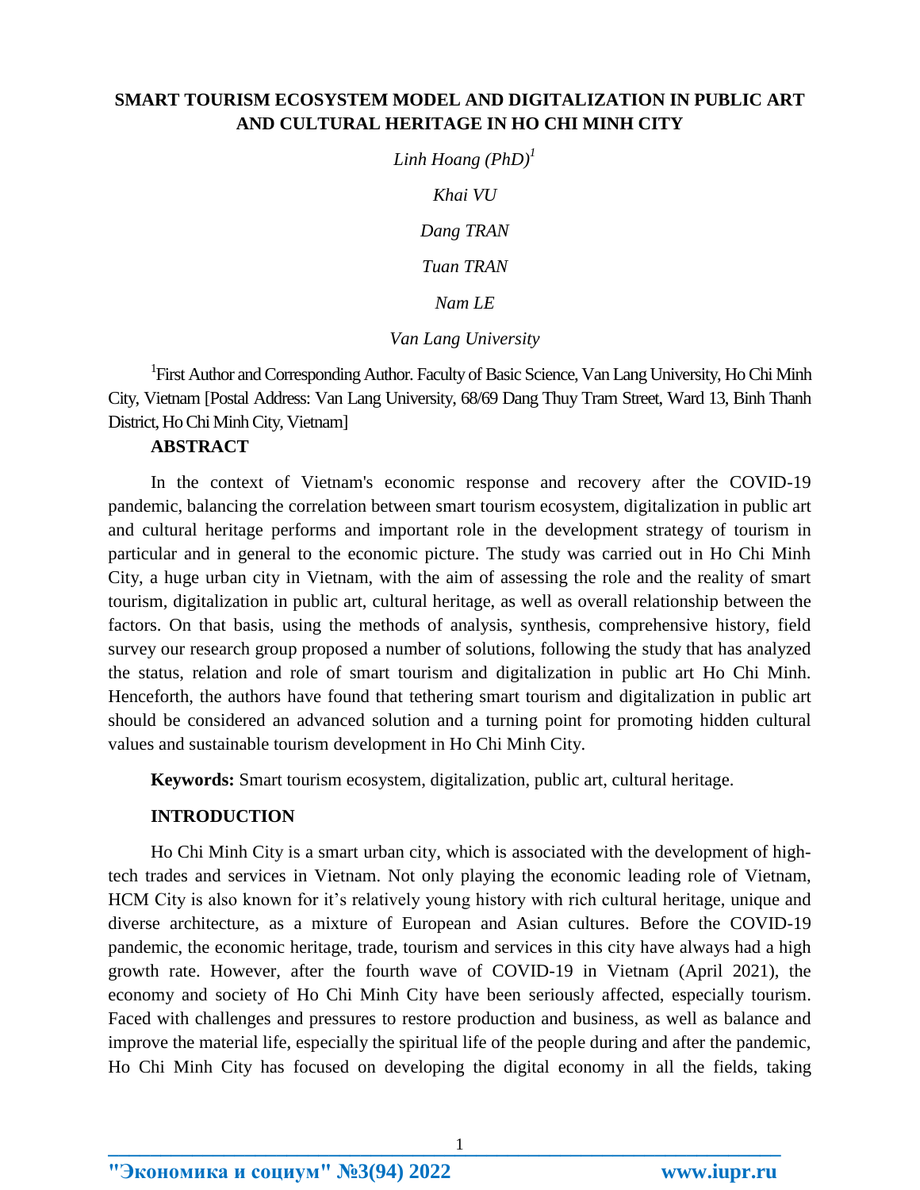# SMART TOURISM ECOSYSTEM MODEL AND DIGITALIZATION IN PUBLIC ART AND CULTURAL HERITAGE IN HO CHI MINH CITY

*Linh Hoang (PhD)*[1]

*Khai VU*

*Dang TRAN*

*Tuan TRAN*

*Nam LE*

*Van Lang University*

[1]First Author and Corresponding Author. Faculty of Basic Science, Van Lang University, Ho Chi Minh City, Vietnam [Postal Address: Van Lang University, 68/69 Dang Thuy Tram Street, Ward 13, Binh Thanh District, Ho Chi Minh City, Vietnam]

## ABSTRACT

In the context of Vietnam's economic response and recovery after the COVID-19 pandemic, balancing the correlation between smart tourism ecosystem, digitalization in public art and cultural heritage performs and important role in the development strategy of tourism in particular and in general to the economic picture. The study was carried out in Ho Chi Minh City, a huge urban city in Vietnam, with the aim of assessing the role and the reality of smart tourism, digitalization in public art, cultural heritage, as well as overall relationship between the factors. On that basis, using the methods of analysis, synthesis, comprehensive history, field survey our research group proposed a number of solutions, following the study that has analyzed the status, relation and role of smart tourism and digitalization in public art Ho Chi Minh. Henceforth, the authors have found that tethering smart tourism and digitalization in public art should be considered an advanced solution and a turning point for promoting hidden cultural values and sustainable tourism development in Ho Chi Minh City.

**Keywords:** Smart tourism ecosystem, digitalization, public art, cultural heritage.

## INTRODUCTION

Ho Chi Minh City is a smart urban city, which is associated with the development of high-tech trades and services in Vietnam. Not only playing the economic leading role of Vietnam, HCM City is also known for it's relatively young history with rich cultural heritage, unique and diverse architecture, as a mixture of European and Asian cultures. Before the COVID-19 pandemic, the economic heritage, trade, tourism and services in this city have always had a high growth rate. However, after the fourth wave of COVID-19 in Vietnam (April 2021), the economy and society of Ho Chi Minh City have been seriously affected, especially tourism. Faced with challenges and pressures to restore production and business, as well as balance and improve the material life, especially the spiritual life of the people during and after the pandemic, Ho Chi Minh City has focused on developing the digital economy in all the fields, taking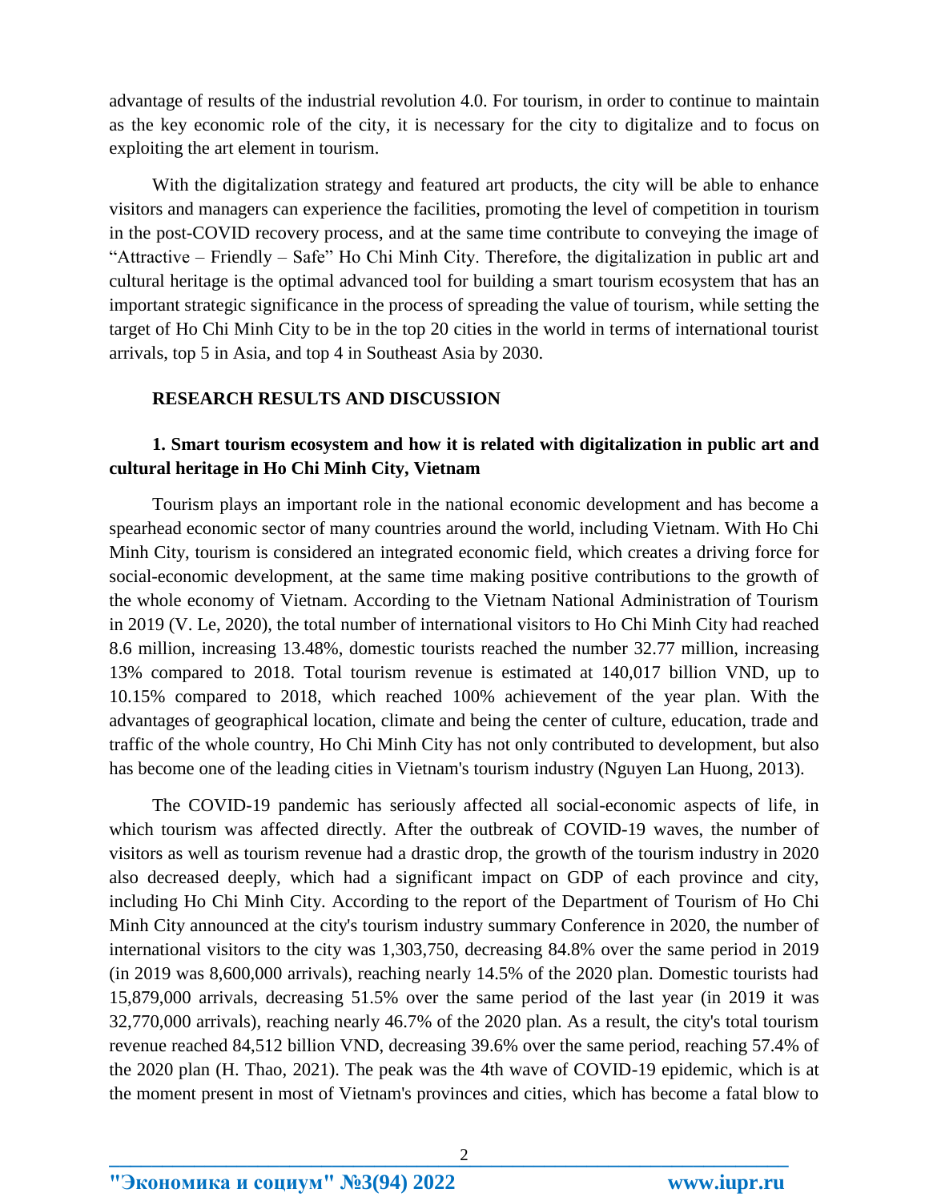advantage of results of the industrial revolution 4.0. For tourism, in order to continue to maintain as the key economic role of the city, it is necessary for the city to digitalize and to focus on exploiting the art element in tourism.

With the digitalization strategy and featured art products, the city will be able to enhance visitors and managers can experience the facilities, promoting the level of competition in tourism in the post-COVID recovery process, and at the same time contribute to conveying the image of "Attractive – Friendly – Safe" Ho Chi Minh City. Therefore, the digitalization in public art and cultural heritage is the optimal advanced tool for building a smart tourism ecosystem that has an important strategic significance in the process of spreading the value of tourism, while setting the target of Ho Chi Minh City to be in the top 20 cities in the world in terms of international tourist arrivals, top 5 in Asia, and top 4 in Southeast Asia by 2030.

## RESEARCH RESULTS AND DISCUSSION

### 1. Smart tourism ecosystem and how it is related with digitalization in public art and cultural heritage in Ho Chi Minh City, Vietnam

Tourism plays an important role in the national economic development and has become a spearhead economic sector of many countries around the world, including Vietnam. With Ho Chi Minh City, tourism is considered an integrated economic field, which creates a driving force for social-economic development, at the same time making positive contributions to the growth of the whole economy of Vietnam. According to the Vietnam National Administration of Tourism in 2019 (V. Le, 2020), the total number of international visitors to Ho Chi Minh City had reached 8.6 million, increasing 13.48%, domestic tourists reached the number 32.77 million, increasing 13% compared to 2018. Total tourism revenue is estimated at 140,017 billion VND, up to 10.15% compared to 2018, which reached 100% achievement of the year plan. With the advantages of geographical location, climate and being the center of culture, education, trade and traffic of the whole country, Ho Chi Minh City has not only contributed to development, but also has become one of the leading cities in Vietnam's tourism industry (Nguyen Lan Huong, 2013).

The COVID-19 pandemic has seriously affected all social-economic aspects of life, in which tourism was affected directly. After the outbreak of COVID-19 waves, the number of visitors as well as tourism revenue had a drastic drop, the growth of the tourism industry in 2020 also decreased deeply, which had a significant impact on GDP of each province and city, including Ho Chi Minh City. According to the report of the Department of Tourism of Ho Chi Minh City announced at the city's tourism industry summary Conference in 2020, the number of international visitors to the city was 1,303,750, decreasing 84.8% over the same period in 2019 (in 2019 was 8,600,000 arrivals), reaching nearly 14.5% of the 2020 plan. Domestic tourists had 15,879,000 arrivals, decreasing 51.5% over the same period of the last year (in 2019 it was 32,770,000 arrivals), reaching nearly 46.7% of the 2020 plan. As a result, the city's total tourism revenue reached 84,512 billion VND, decreasing 39.6% over the same period, reaching 57.4% of the 2020 plan (H. Thao, 2021). The peak was the 4th wave of COVID-19 epidemic, which is at the moment present in most of Vietnam's provinces and cities, which has become a fatal blow to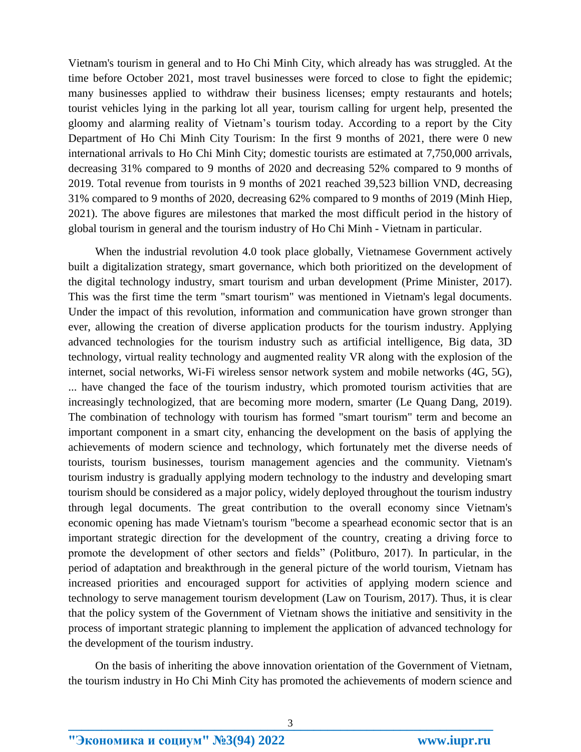Vietnam's tourism in general and to Ho Chi Minh City, which already has was struggled. At the time before October 2021, most travel businesses were forced to close to fight the epidemic; many businesses applied to withdraw their business licenses; empty restaurants and hotels; tourist vehicles lying in the parking lot all year, tourism calling for urgent help, presented the gloomy and alarming reality of Vietnam's tourism today. According to a report by the City Department of Ho Chi Minh City Tourism: In the first 9 months of 2021, there were 0 new international arrivals to Ho Chi Minh City; domestic tourists are estimated at 7,750,000 arrivals, decreasing 31% compared to 9 months of 2020 and decreasing 52% compared to 9 months of 2019. Total revenue from tourists in 9 months of 2021 reached 39,523 billion VND, decreasing 31% compared to 9 months of 2020, decreasing 62% compared to 9 months of 2019 (Minh Hiep, 2021). The above figures are milestones that marked the most difficult period in the history of global tourism in general and the tourism industry of Ho Chi Minh - Vietnam in particular.

When the industrial revolution 4.0 took place globally, Vietnamese Government actively built a digitalization strategy, smart governance, which both prioritized on the development of the digital technology industry, smart tourism and urban development (Prime Minister, 2017). This was the first time the term "smart tourism" was mentioned in Vietnam's legal documents. Under the impact of this revolution, information and communication have grown stronger than ever, allowing the creation of diverse application products for the tourism industry. Applying advanced technologies for the tourism industry such as artificial intelligence, Big data, 3D technology, virtual reality technology and augmented reality VR along with the explosion of the internet, social networks, Wi-Fi wireless sensor network system and mobile networks (4G, 5G), ... have changed the face of the tourism industry, which promoted tourism activities that are increasingly technologized, that are becoming more modern, smarter (Le Quang Dang, 2019). The combination of technology with tourism has formed "smart tourism" term and become an important component in a smart city, enhancing the development on the basis of applying the achievements of modern science and technology, which fortunately met the diverse needs of tourists, tourism businesses, tourism management agencies and the community. Vietnam's tourism industry is gradually applying modern technology to the industry and developing smart tourism should be considered as a major policy, widely deployed throughout the tourism industry through legal documents. The great contribution to the overall economy since Vietnam's economic opening has made Vietnam's tourism "become a spearhead economic sector that is an important strategic direction for the development of the country, creating a driving force to promote the development of other sectors and fields" (Politburo, 2017). In particular, in the period of adaptation and breakthrough in the general picture of the world tourism, Vietnam has increased priorities and encouraged support for activities of applying modern science and technology to serve management tourism development (Law on Tourism, 2017). Thus, it is clear that the policy system of the Government of Vietnam shows the initiative and sensitivity in the process of important strategic planning to implement the application of advanced technology for the development of the tourism industry.

On the basis of inheriting the above innovation orientation of the Government of Vietnam, the tourism industry in Ho Chi Minh City has promoted the achievements of modern science and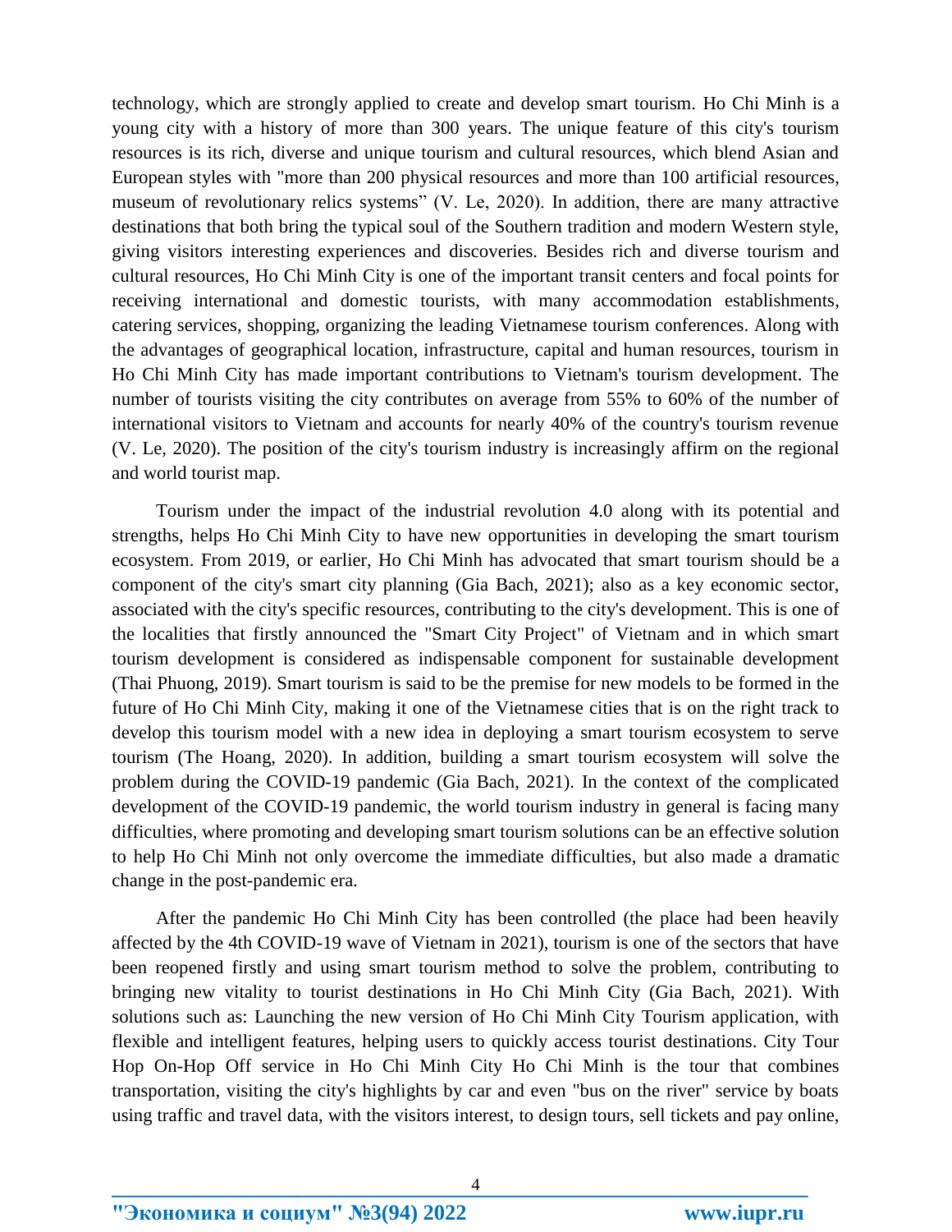technology, which are strongly applied to create and develop smart tourism. Ho Chi Minh is a young city with a history of more than 300 years. The unique feature of this city's tourism resources is its rich, diverse and unique tourism and cultural resources, which blend Asian and European styles with "more than 200 physical resources and more than 100 artificial resources, museum of revolutionary relics systems" (V. Le, 2020). In addition, there are many attractive destinations that both bring the typical soul of the Southern tradition and modern Western style, giving visitors interesting experiences and discoveries. Besides rich and diverse tourism and cultural resources, Ho Chi Minh City is one of the important transit centers and focal points for receiving international and domestic tourists, with many accommodation establishments, catering services, shopping, organizing the leading Vietnamese tourism conferences. Along with the advantages of geographical location, infrastructure, capital and human resources, tourism in Ho Chi Minh City has made important contributions to Vietnam's tourism development. The number of tourists visiting the city contributes on average from 55% to 60% of the number of international visitors to Vietnam and accounts for nearly 40% of the country's tourism revenue (V. Le, 2020). The position of the city's tourism industry is increasingly affirm on the regional and world tourist map.

Tourism under the impact of the industrial revolution 4.0 along with its potential and strengths, helps Ho Chi Minh City to have new opportunities in developing the smart tourism ecosystem. From 2019, or earlier, Ho Chi Minh has advocated that smart tourism should be a component of the city's smart city planning (Gia Bach, 2021); also as a key economic sector, associated with the city's specific resources, contributing to the city's development. This is one of the localities that firstly announced the "Smart City Project" of Vietnam and in which smart tourism development is considered as indispensable component for sustainable development (Thai Phuong, 2019). Smart tourism is said to be the premise for new models to be formed in the future of Ho Chi Minh City, making it one of the Vietnamese cities that is on the right track to develop this tourism model with a new idea in deploying a smart tourism ecosystem to serve tourism (The Hoang, 2020). In addition, building a smart tourism ecosystem will solve the problem during the COVID-19 pandemic (Gia Bach, 2021). In the context of the complicated development of the COVID-19 pandemic, the world tourism industry in general is facing many difficulties, where promoting and developing smart tourism solutions can be an effective solution to help Ho Chi Minh not only overcome the immediate difficulties, but also made a dramatic change in the post-pandemic era.

After the pandemic Ho Chi Minh City has been controlled (the place had been heavily affected by the 4th COVID-19 wave of Vietnam in 2021), tourism is one of the sectors that have been reopened firstly and using smart tourism method to solve the problem, contributing to bringing new vitality to tourist destinations in Ho Chi Minh City (Gia Bach, 2021). With solutions such as: Launching the new version of Ho Chi Minh City Tourism application, with flexible and intelligent features, helping users to quickly access tourist destinations. City Tour Hop On-Hop Off service in Ho Chi Minh City Ho Chi Minh is the tour that combines transportation, visiting the city's highlights by car and even "bus on the river" service by boats using traffic and travel data, with the visitors interest, to design tours, sell tickets and pay online,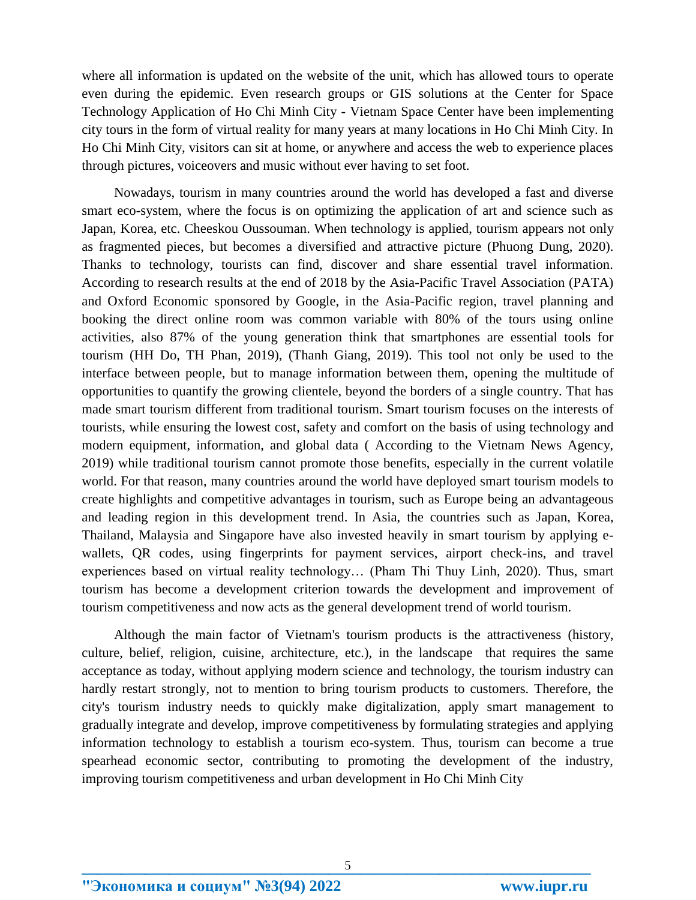where all information is updated on the website of the unit, which has allowed tours to operate even during the epidemic. Even research groups or GIS solutions at the Center for Space Technology Application of Ho Chi Minh City - Vietnam Space Center have been implementing city tours in the form of virtual reality for many years at many locations in Ho Chi Minh City. In Ho Chi Minh City, visitors can sit at home, or anywhere and access the web to experience places through pictures, voiceovers and music without ever having to set foot.

Nowadays, tourism in many countries around the world has developed a fast and diverse smart eco-system, where the focus is on optimizing the application of art and science such as Japan, Korea, etc. Cheeskou Oussouman. When technology is applied, tourism appears not only as fragmented pieces, but becomes a diversified and attractive picture (Phuong Dung, 2020). Thanks to technology, tourists can find, discover and share essential travel information. According to research results at the end of 2018 by the Asia-Pacific Travel Association (PATA) and Oxford Economic sponsored by Google, in the Asia-Pacific region, travel planning and booking the direct online room was common variable with 80% of the tours using online activities, also 87% of the young generation think that smartphones are essential tools for tourism (HH Do, TH Phan, 2019), (Thanh Giang, 2019). This tool not only be used to the interface between people, but to manage information between them, opening the multitude of opportunities to quantify the growing clientele, beyond the borders of a single country. That has made smart tourism different from traditional tourism. Smart tourism focuses on the interests of tourists, while ensuring the lowest cost, safety and comfort on the basis of using technology and modern equipment, information, and global data ( According to the Vietnam News Agency, 2019) while traditional tourism cannot promote those benefits, especially in the current volatile world. For that reason, many countries around the world have deployed smart tourism models to create highlights and competitive advantages in tourism, such as Europe being an advantageous and leading region in this development trend. In Asia, the countries such as Japan, Korea, Thailand, Malaysia and Singapore have also invested heavily in smart tourism by applying e-wallets, QR codes, using fingerprints for payment services, airport check-ins, and travel experiences based on virtual reality technology… (Pham Thi Thuy Linh, 2020). Thus, smart tourism has become a development criterion towards the development and improvement of tourism competitiveness and now acts as the general development trend of world tourism.

Although the main factor of Vietnam's tourism products is the attractiveness (history, culture, belief, religion, cuisine, architecture, etc.), in the landscape that requires the same acceptance as today, without applying modern science and technology, the tourism industry can hardly restart strongly, not to mention to bring tourism products to customers. Therefore, the city's tourism industry needs to quickly make digitalization, apply smart management to gradually integrate and develop, improve competitiveness by formulating strategies and applying information technology to establish a tourism eco-system. Thus, tourism can become a true spearhead economic sector, contributing to promoting the development of the industry, improving tourism competitiveness and urban development in Ho Chi Minh City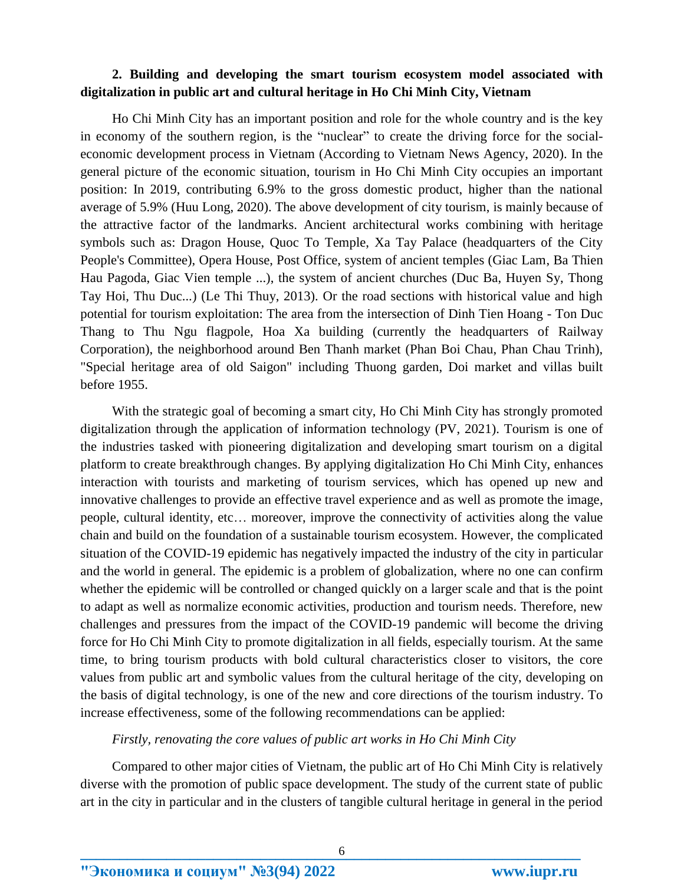**2. Building and developing the smart tourism ecosystem model associated with digitalization in public art and cultural heritage in Ho Chi Minh City, Vietnam**

Ho Chi Minh City has an important position and role for the whole country and is the key in economy of the southern region, is the "nuclear" to create the driving force for the social-economic development process in Vietnam (According to Vietnam News Agency, 2020). In the general picture of the economic situation, tourism in Ho Chi Minh City occupies an important position: In 2019, contributing 6.9% to the gross domestic product, higher than the national average of 5.9% (Huu Long, 2020). The above development of city tourism, is mainly because of the attractive factor of the landmarks. Ancient architectural works combining with heritage symbols such as: Dragon House, Quoc To Temple, Xa Tay Palace (headquarters of the City People's Committee), Opera House, Post Office, system of ancient temples (Giac Lam, Ba Thien Hau Pagoda, Giac Vien temple ...), the system of ancient churches (Duc Ba, Huyen Sy, Thong Tay Hoi, Thu Duc...) (Le Thi Thuy, 2013). Or the road sections with historical value and high potential for tourism exploitation: The area from the intersection of Dinh Tien Hoang - Ton Duc Thang to Thu Ngu flagpole, Hoa Xa building (currently the headquarters of Railway Corporation), the neighborhood around Ben Thanh market (Phan Boi Chau, Phan Chau Trinh), "Special heritage area of old Saigon" including Thuong garden, Doi market and villas built before 1955.

With the strategic goal of becoming a smart city, Ho Chi Minh City has strongly promoted digitalization through the application of information technology (PV, 2021). Tourism is one of the industries tasked with pioneering digitalization and developing smart tourism on a digital platform to create breakthrough changes. By applying digitalization Ho Chi Minh City, enhances interaction with tourists and marketing of tourism services, which has opened up new and innovative challenges to provide an effective travel experience and as well as promote the image, people, cultural identity, etc… moreover, improve the connectivity of activities along the value chain and build on the foundation of a sustainable tourism ecosystem. However, the complicated situation of the COVID-19 epidemic has negatively impacted the industry of the city in particular and the world in general. The epidemic is a problem of globalization, where no one can confirm whether the epidemic will be controlled or changed quickly on a larger scale and that is the point to adapt as well as normalize economic activities, production and tourism needs. Therefore, new challenges and pressures from the impact of the COVID-19 pandemic will become the driving force for Ho Chi Minh City to promote digitalization in all fields, especially tourism. At the same time, to bring tourism products with bold cultural characteristics closer to visitors, the core values from public art and symbolic values from the cultural heritage of the city, developing on the basis of digital technology, is one of the new and core directions of the tourism industry. To increase effectiveness, some of the following recommendations can be applied:

*Firstly, renovating the core values of public art works in Ho Chi Minh City*

Compared to other major cities of Vietnam, the public art of Ho Chi Minh City is relatively diverse with the promotion of public space development. The study of the current state of public art in the city in particular and in the clusters of tangible cultural heritage in general in the period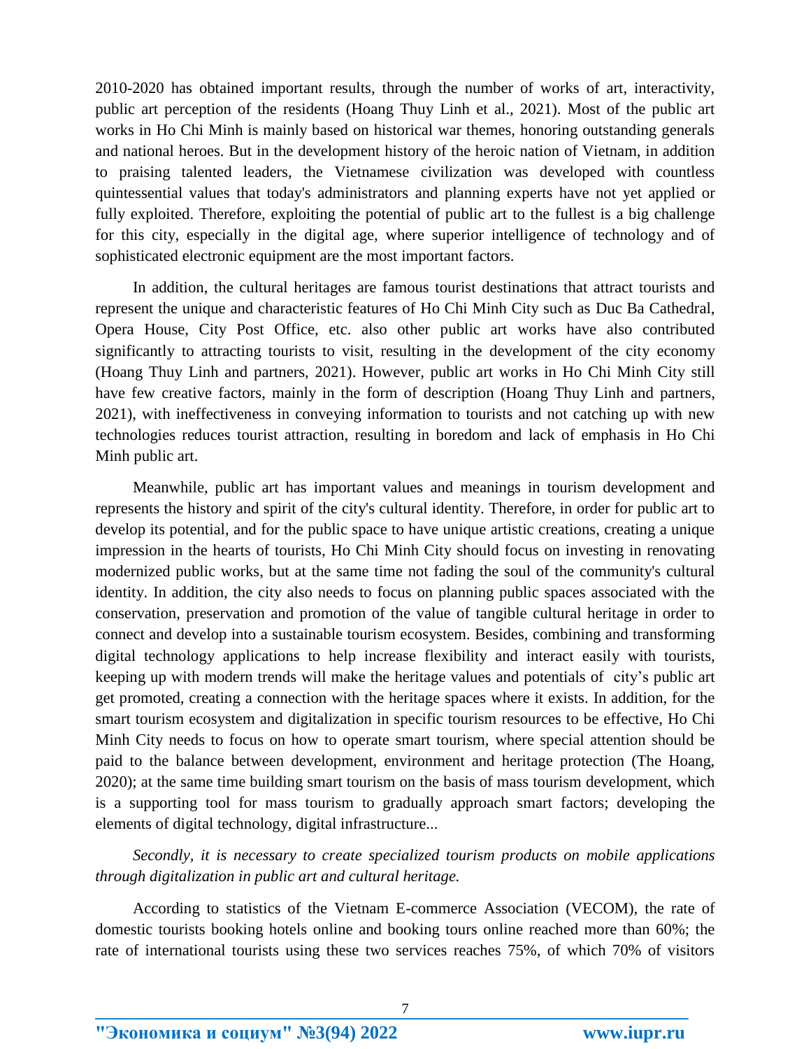2010-2020 has obtained important results, through the number of works of art, interactivity, public art perception of the residents (Hoang Thuy Linh et al., 2021). Most of the public art works in Ho Chi Minh is mainly based on historical war themes, honoring outstanding generals and national heroes. But in the development history of the heroic nation of Vietnam, in addition to praising talented leaders, the Vietnamese civilization was developed with countless quintessential values that today's administrators and planning experts have not yet applied or fully exploited. Therefore, exploiting the potential of public art to the fullest is a big challenge for this city, especially in the digital age, where superior intelligence of technology and of sophisticated electronic equipment are the most important factors.

In addition, the cultural heritages are famous tourist destinations that attract tourists and represent the unique and characteristic features of Ho Chi Minh City such as Duc Ba Cathedral, Opera House, City Post Office, etc. also other public art works have also contributed significantly to attracting tourists to visit, resulting in the development of the city economy (Hoang Thuy Linh and partners, 2021). However, public art works in Ho Chi Minh City still have few creative factors, mainly in the form of description (Hoang Thuy Linh and partners, 2021), with ineffectiveness in conveying information to tourists and not catching up with new technologies reduces tourist attraction, resulting in boredom and lack of emphasis in Ho Chi Minh public art.

Meanwhile, public art has important values and meanings in tourism development and represents the history and spirit of the city's cultural identity. Therefore, in order for public art to develop its potential, and for the public space to have unique artistic creations, creating a unique impression in the hearts of tourists, Ho Chi Minh City should focus on investing in renovating modernized public works, but at the same time not fading the soul of the community's cultural identity. In addition, the city also needs to focus on planning public spaces associated with the conservation, preservation and promotion of the value of tangible cultural heritage in order to connect and develop into a sustainable tourism ecosystem. Besides, combining and transforming digital technology applications to help increase flexibility and interact easily with tourists, keeping up with modern trends will make the heritage values and potentials of city's public art get promoted, creating a connection with the heritage spaces where it exists. In addition, for the smart tourism ecosystem and digitalization in specific tourism resources to be effective, Ho Chi Minh City needs to focus on how to operate smart tourism, where special attention should be paid to the balance between development, environment and heritage protection (The Hoang, 2020); at the same time building smart tourism on the basis of mass tourism development, which is a supporting tool for mass tourism to gradually approach smart factors; developing the elements of digital technology, digital infrastructure...

*Secondly, it is necessary to create specialized tourism products on mobile applications through digitalization in public art and cultural heritage.*

According to statistics of the Vietnam E-commerce Association (VECOM), the rate of domestic tourists booking hotels online and booking tours online reached more than 60%; the rate of international tourists using these two services reaches 75%, of which 70% of visitors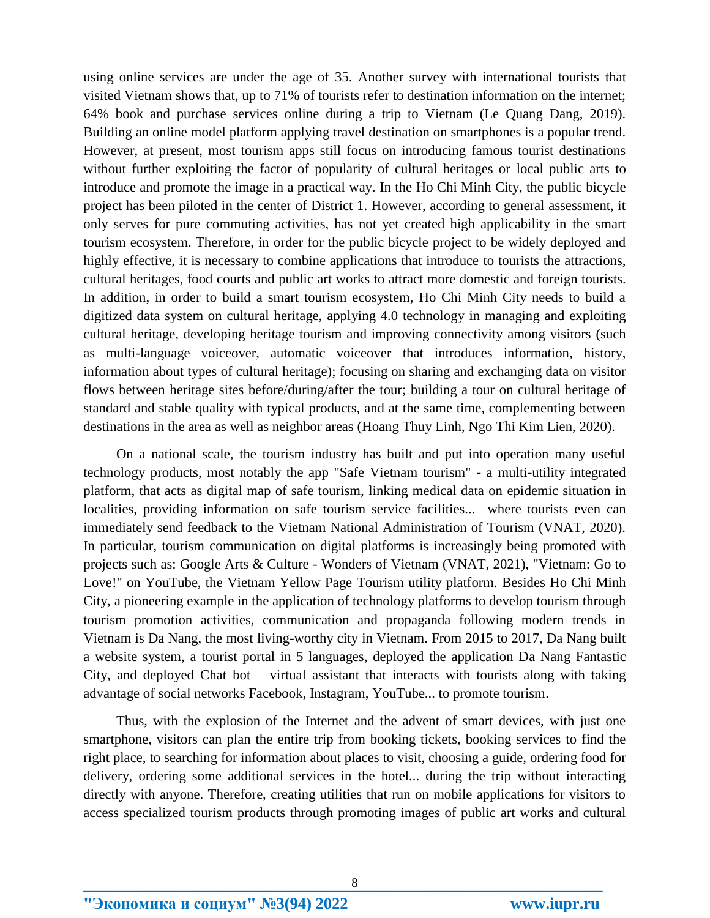using online services are under the age of 35. Another survey with international tourists that visited Vietnam shows that, up to 71% of tourists refer to destination information on the internet; 64% book and purchase services online during a trip to Vietnam (Le Quang Dang, 2019). Building an online model platform applying travel destination on smartphones is a popular trend. However, at present, most tourism apps still focus on introducing famous tourist destinations without further exploiting the factor of popularity of cultural heritages or local public arts to introduce and promote the image in a practical way. In the Ho Chi Minh City, the public bicycle project has been piloted in the center of District 1. However, according to general assessment, it only serves for pure commuting activities, has not yet created high applicability in the smart tourism ecosystem. Therefore, in order for the public bicycle project to be widely deployed and highly effective, it is necessary to combine applications that introduce to tourists the attractions, cultural heritages, food courts and public art works to attract more domestic and foreign tourists. In addition, in order to build a smart tourism ecosystem, Ho Chi Minh City needs to build a digitized data system on cultural heritage, applying 4.0 technology in managing and exploiting cultural heritage, developing heritage tourism and improving connectivity among visitors (such as multi-language voiceover, automatic voiceover that introduces information, history, information about types of cultural heritage); focusing on sharing and exchanging data on visitor flows between heritage sites before/during/after the tour; building a tour on cultural heritage of standard and stable quality with typical products, and at the same time, complementing between destinations in the area as well as neighbor areas (Hoang Thuy Linh, Ngo Thi Kim Lien, 2020).

On a national scale, the tourism industry has built and put into operation many useful technology products, most notably the app "Safe Vietnam tourism" - a multi-utility integrated platform, that acts as digital map of safe tourism, linking medical data on epidemic situation in localities, providing information on safe tourism service facilities... where tourists even can immediately send feedback to the Vietnam National Administration of Tourism (VNAT, 2020). In particular, tourism communication on digital platforms is increasingly being promoted with projects such as: Google Arts & Culture - Wonders of Vietnam (VNAT, 2021), "Vietnam: Go to Love!" on YouTube, the Vietnam Yellow Page Tourism utility platform. Besides Ho Chi Minh City, a pioneering example in the application of technology platforms to develop tourism through tourism promotion activities, communication and propaganda following modern trends in Vietnam is Da Nang, the most living-worthy city in Vietnam. From 2015 to 2017, Da Nang built a website system, a tourist portal in 5 languages, deployed the application Da Nang Fantastic City, and deployed Chat bot – virtual assistant that interacts with tourists along with taking advantage of social networks Facebook, Instagram, YouTube... to promote tourism.

Thus, with the explosion of the Internet and the advent of smart devices, with just one smartphone, visitors can plan the entire trip from booking tickets, booking services to find the right place, to searching for information about places to visit, choosing a guide, ordering food for delivery, ordering some additional services in the hotel... during the trip without interacting directly with anyone. Therefore, creating utilities that run on mobile applications for visitors to access specialized tourism products through promoting images of public art works and cultural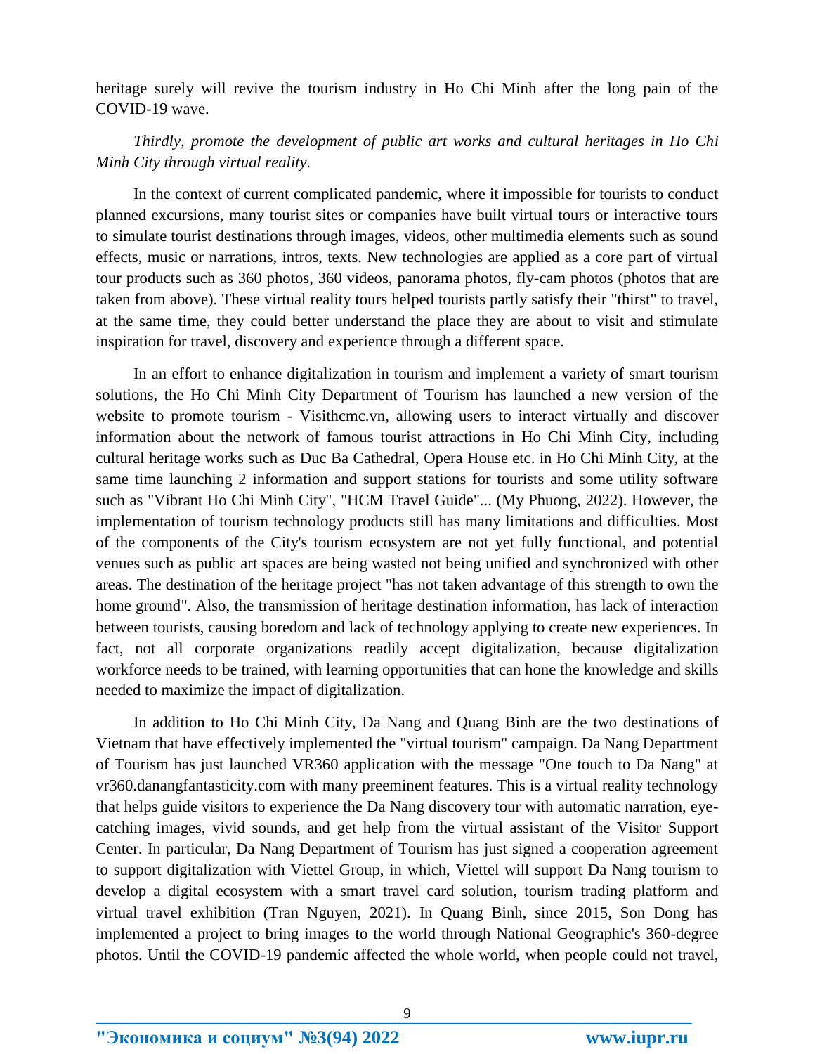heritage surely will revive the tourism industry in Ho Chi Minh after the long pain of the COVID-19 wave.

*Thirdly, promote the development of public art works and cultural heritages in Ho Chi Minh City through virtual reality.*

In the context of current complicated pandemic, where it impossible for tourists to conduct planned excursions, many tourist sites or companies have built virtual tours or interactive tours to simulate tourist destinations through images, videos, other multimedia elements such as sound effects, music or narrations, intros, texts. New technologies are applied as a core part of virtual tour products such as 360 photos, 360 videos, panorama photos, fly-cam photos (photos that are taken from above). These virtual reality tours helped tourists partly satisfy their "thirst" to travel, at the same time, they could better understand the place they are about to visit and stimulate inspiration for travel, discovery and experience through a different space.

In an effort to enhance digitalization in tourism and implement a variety of smart tourism solutions, the Ho Chi Minh City Department of Tourism has launched a new version of the website to promote tourism - Visithcmc.vn, allowing users to interact virtually and discover information about the network of famous tourist attractions in Ho Chi Minh City, including cultural heritage works such as Duc Ba Cathedral, Opera House etc. in Ho Chi Minh City, at the same time launching 2 information and support stations for tourists and some utility software such as "Vibrant Ho Chi Minh City", "HCM Travel Guide"... (My Phuong, 2022). However, the implementation of tourism technology products still has many limitations and difficulties. Most of the components of the City's tourism ecosystem are not yet fully functional, and potential venues such as public art spaces are being wasted not being unified and synchronized with other areas. The destination of the heritage project "has not taken advantage of this strength to own the home ground". Also, the transmission of heritage destination information, has lack of interaction between tourists, causing boredom and lack of technology applying to create new experiences. In fact, not all corporate organizations readily accept digitalization, because digitalization workforce needs to be trained, with learning opportunities that can hone the knowledge and skills needed to maximize the impact of digitalization.

In addition to Ho Chi Minh City, Da Nang and Quang Binh are the two destinations of Vietnam that have effectively implemented the "virtual tourism" campaign. Da Nang Department of Tourism has just launched VR360 application with the message "One touch to Da Nang" at vr360.danangfantasticity.com with many preeminent features. This is a virtual reality technology that helps guide visitors to experience the Da Nang discovery tour with automatic narration, eye-catching images, vivid sounds, and get help from the virtual assistant of the Visitor Support Center. In particular, Da Nang Department of Tourism has just signed a cooperation agreement to support digitalization with Viettel Group, in which, Viettel will support Da Nang tourism to develop a digital ecosystem with a smart travel card solution, tourism trading platform and virtual travel exhibition (Tran Nguyen, 2021). In Quang Binh, since 2015, Son Dong has implemented a project to bring images to the world through National Geographic's 360-degree photos. Until the COVID-19 pandemic affected the whole world, when people could not travel,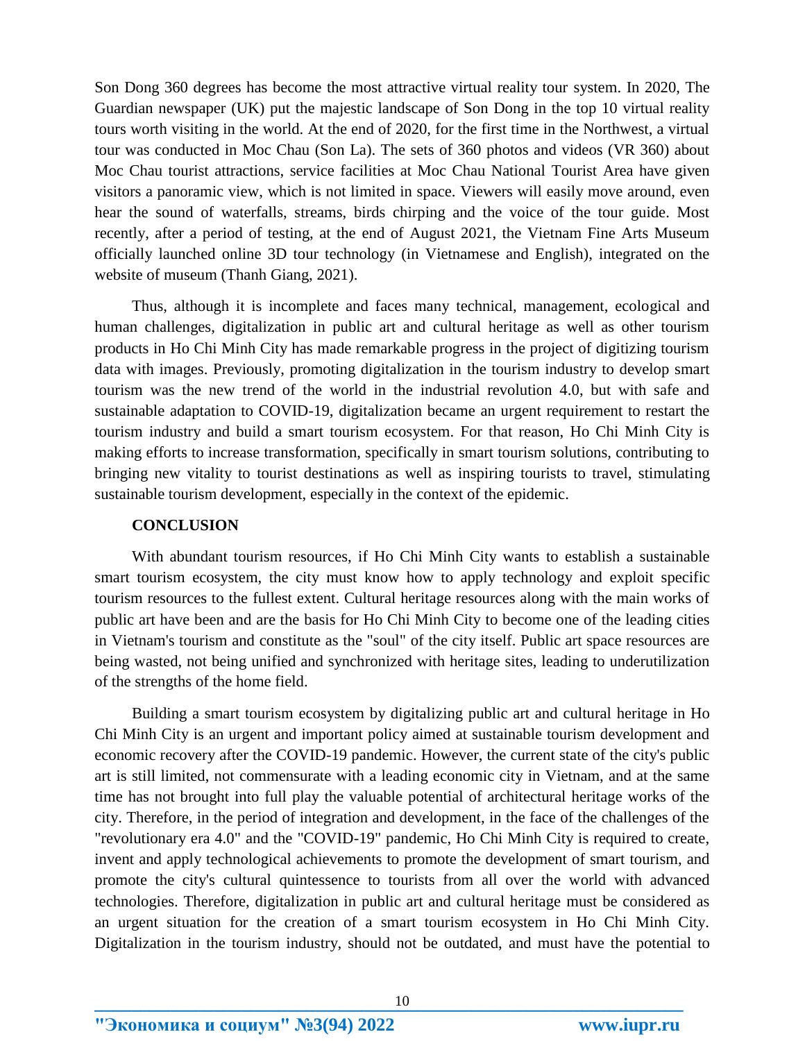Son Dong 360 degrees has become the most attractive virtual reality tour system. In 2020, The Guardian newspaper (UK) put the majestic landscape of Son Dong in the top 10 virtual reality tours worth visiting in the world. At the end of 2020, for the first time in the Northwest, a virtual tour was conducted in Moc Chau (Son La). The sets of 360 photos and videos (VR 360) about Moc Chau tourist attractions, service facilities at Moc Chau National Tourist Area have given visitors a panoramic view, which is not limited in space. Viewers will easily move around, even hear the sound of waterfalls, streams, birds chirping and the voice of the tour guide. Most recently, after a period of testing, at the end of August 2021, the Vietnam Fine Arts Museum officially launched online 3D tour technology (in Vietnamese and English), integrated on the website of museum (Thanh Giang, 2021).

Thus, although it is incomplete and faces many technical, management, ecological and human challenges, digitalization in public art and cultural heritage as well as other tourism products in Ho Chi Minh City has made remarkable progress in the project of digitizing tourism data with images. Previously, promoting digitalization in the tourism industry to develop smart tourism was the new trend of the world in the industrial revolution 4.0, but with safe and sustainable adaptation to COVID-19, digitalization became an urgent requirement to restart the tourism industry and build a smart tourism ecosystem. For that reason, Ho Chi Minh City is making efforts to increase transformation, specifically in smart tourism solutions, contributing to bringing new vitality to tourist destinations as well as inspiring tourists to travel, stimulating sustainable tourism development, especially in the context of the epidemic.

## CONCLUSION

With abundant tourism resources, if Ho Chi Minh City wants to establish a sustainable smart tourism ecosystem, the city must know how to apply technology and exploit specific tourism resources to the fullest extent. Cultural heritage resources along with the main works of public art have been and are the basis for Ho Chi Minh City to become one of the leading cities in Vietnam's tourism and constitute as the "soul" of the city itself. Public art space resources are being wasted, not being unified and synchronized with heritage sites, leading to underutilization of the strengths of the home field.

Building a smart tourism ecosystem by digitalizing public art and cultural heritage in Ho Chi Minh City is an urgent and important policy aimed at sustainable tourism development and economic recovery after the COVID-19 pandemic. However, the current state of the city's public art is still limited, not commensurate with a leading economic city in Vietnam, and at the same time has not brought into full play the valuable potential of architectural heritage works of the city. Therefore, in the period of integration and development, in the face of the challenges of the "revolutionary era 4.0" and the "COVID-19" pandemic, Ho Chi Minh City is required to create, invent and apply technological achievements to promote the development of smart tourism, and promote the city's cultural quintessence to tourists from all over the world with advanced technologies. Therefore, digitalization in public art and cultural heritage must be considered as an urgent situation for the creation of a smart tourism ecosystem in Ho Chi Minh City. Digitalization in the tourism industry, should not be outdated, and must have the potential to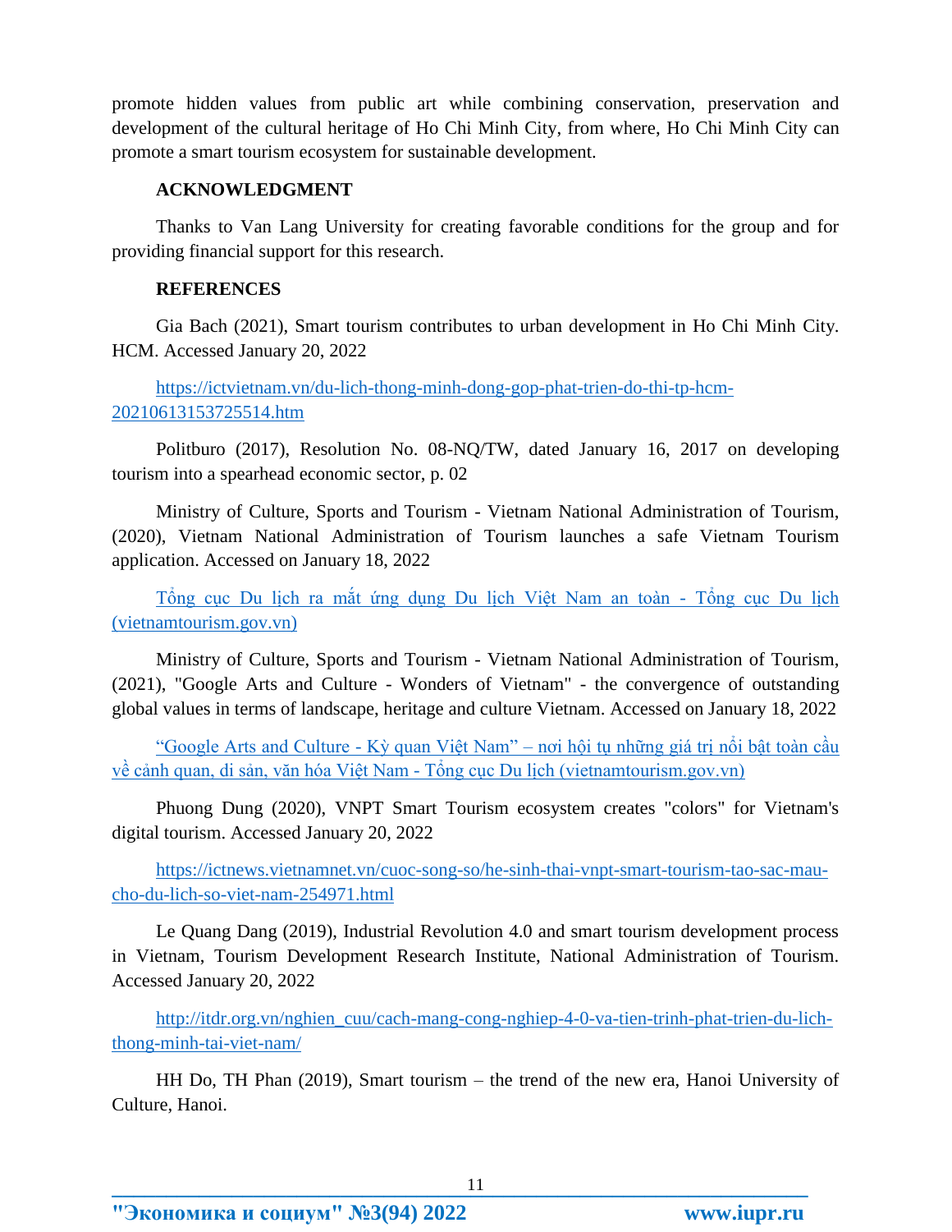promote hidden values from public art while combining conservation, preservation and development of the cultural heritage of Ho Chi Minh City, from where, Ho Chi Minh City can promote a smart tourism ecosystem for sustainable development.

## ACKNOWLEDGMENT

Thanks to Van Lang University for creating favorable conditions for the group and for providing financial support for this research.

## REFERENCES

Gia Bach (2021), Smart tourism contributes to urban development in Ho Chi Minh City. HCM. Accessed January 20, 2022

https://ictvietnam.vn/du-lich-thong-minh-dong-gop-phat-trien-do-thi-tp-hcm-20210613153725514.htm

Politburo (2017), Resolution No. 08-NQ/TW, dated January 16, 2017 on developing tourism into a spearhead economic sector, p. 02

Ministry of Culture, Sports and Tourism - Vietnam National Administration of Tourism, (2020), Vietnam National Administration of Tourism launches a safe Vietnam Tourism application. Accessed on January 18, 2022

Tổng cục Du lịch ra mắt ứng dụng Du lịch Việt Nam an toàn - Tổng cục Du lịch (vietnamtourism.gov.vn)

Ministry of Culture, Sports and Tourism - Vietnam National Administration of Tourism, (2021), "Google Arts and Culture - Wonders of Vietnam" - the convergence of outstanding global values in terms of landscape, heritage and culture Vietnam. Accessed on January 18, 2022

"Google Arts and Culture - Kỳ quan Việt Nam" – nơi hội tụ những giá trị nổi bật toàn cầu về cảnh quan, di sản, văn hóa Việt Nam - Tổng cục Du lịch (vietnamtourism.gov.vn)

Phuong Dung (2020), VNPT Smart Tourism ecosystem creates "colors" for Vietnam's digital tourism. Accessed January 20, 2022

https://ictnews.vietnamnet.vn/cuoc-song-so/he-sinh-thai-vnpt-smart-tourism-tao-sac-mau-cho-du-lich-so-viet-nam-254971.html

Le Quang Dang (2019), Industrial Revolution 4.0 and smart tourism development process in Vietnam, Tourism Development Research Institute, National Administration of Tourism. Accessed January 20, 2022

http://itdr.org.vn/nghien_cuu/cach-mang-cong-nghiep-4-0-va-tien-trinh-phat-trien-du-lich-thong-minh-tai-viet-nam/

HH Do, TH Phan (2019), Smart tourism – the trend of the new era, Hanoi University of Culture, Hanoi.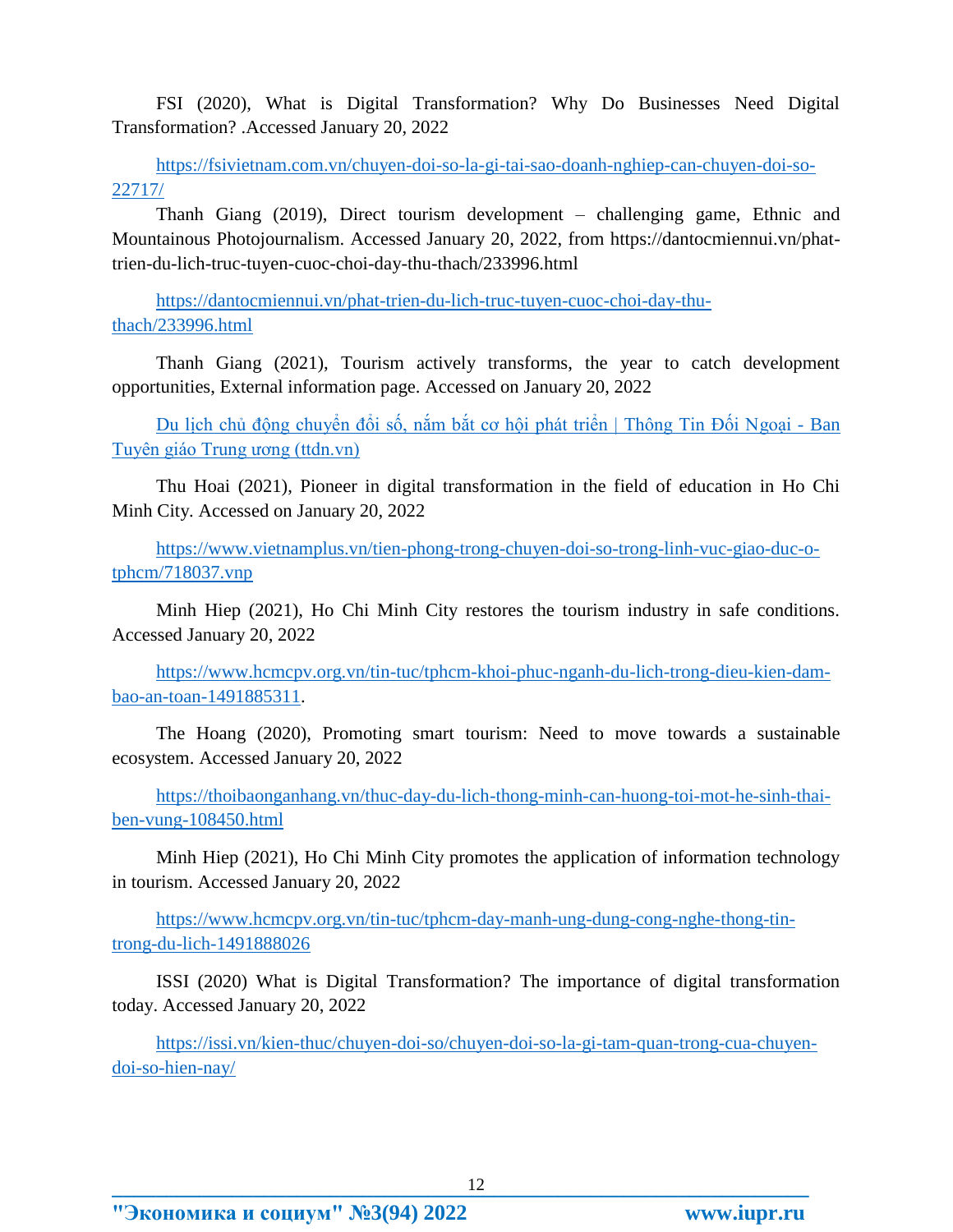FSI (2020), What is Digital Transformation? Why Do Businesses Need Digital Transformation? .Accessed January 20, 2022

https://fsivietnam.com.vn/chuyen-doi-so-la-gi-tai-sao-doanh-nghiep-can-chuyen-doi-so-22717/

Thanh Giang (2019), Direct tourism development – challenging game, Ethnic and Mountainous Photojournalism. Accessed January 20, 2022, from https://dantocmiennui.vn/phat-trien-du-lich-truc-tuyen-cuoc-choi-day-thu-thach/233996.html

https://dantocmiennui.vn/phat-trien-du-lich-truc-tuyen-cuoc-choi-day-thu-thach/233996.html

Thanh Giang (2021), Tourism actively transforms, the year to catch development opportunities, External information page. Accessed on January 20, 2022

Du lịch chủ động chuyển đổi số, nắm bắt cơ hội phát triển | Thông Tin Đối Ngoại - Ban Tuyên giáo Trung ương (ttdn.vn)

Thu Hoai (2021), Pioneer in digital transformation in the field of education in Ho Chi Minh City. Accessed on January 20, 2022

https://www.vietnamplus.vn/tien-phong-trong-chuyen-doi-so-trong-linh-vuc-giao-duc-o-tphcm/718037.vnp

Minh Hiep (2021), Ho Chi Minh City restores the tourism industry in safe conditions. Accessed January 20, 2022

https://www.hcmcpv.org.vn/tin-tuc/tphcm-khoi-phuc-nganh-du-lich-trong-dieu-kien-dam-bao-an-toan-1491885311.

The Hoang (2020), Promoting smart tourism: Need to move towards a sustainable ecosystem. Accessed January 20, 2022

https://thoibaonganhang.vn/thuc-day-du-lich-thong-minh-can-huong-toi-mot-he-sinh-thai-ben-vung-108450.html

Minh Hiep (2021), Ho Chi Minh City promotes the application of information technology in tourism. Accessed January 20, 2022

https://www.hcmcpv.org.vn/tin-tuc/tphcm-day-manh-ung-dung-cong-nghe-thong-tin-trong-du-lich-1491888026

ISSI (2020) What is Digital Transformation? The importance of digital transformation today. Accessed January 20, 2022

https://issi.vn/kien-thuc/chuyen-doi-so/chuyen-doi-so-la-gi-tam-quan-trong-cua-chuyen-doi-so-hien-nay/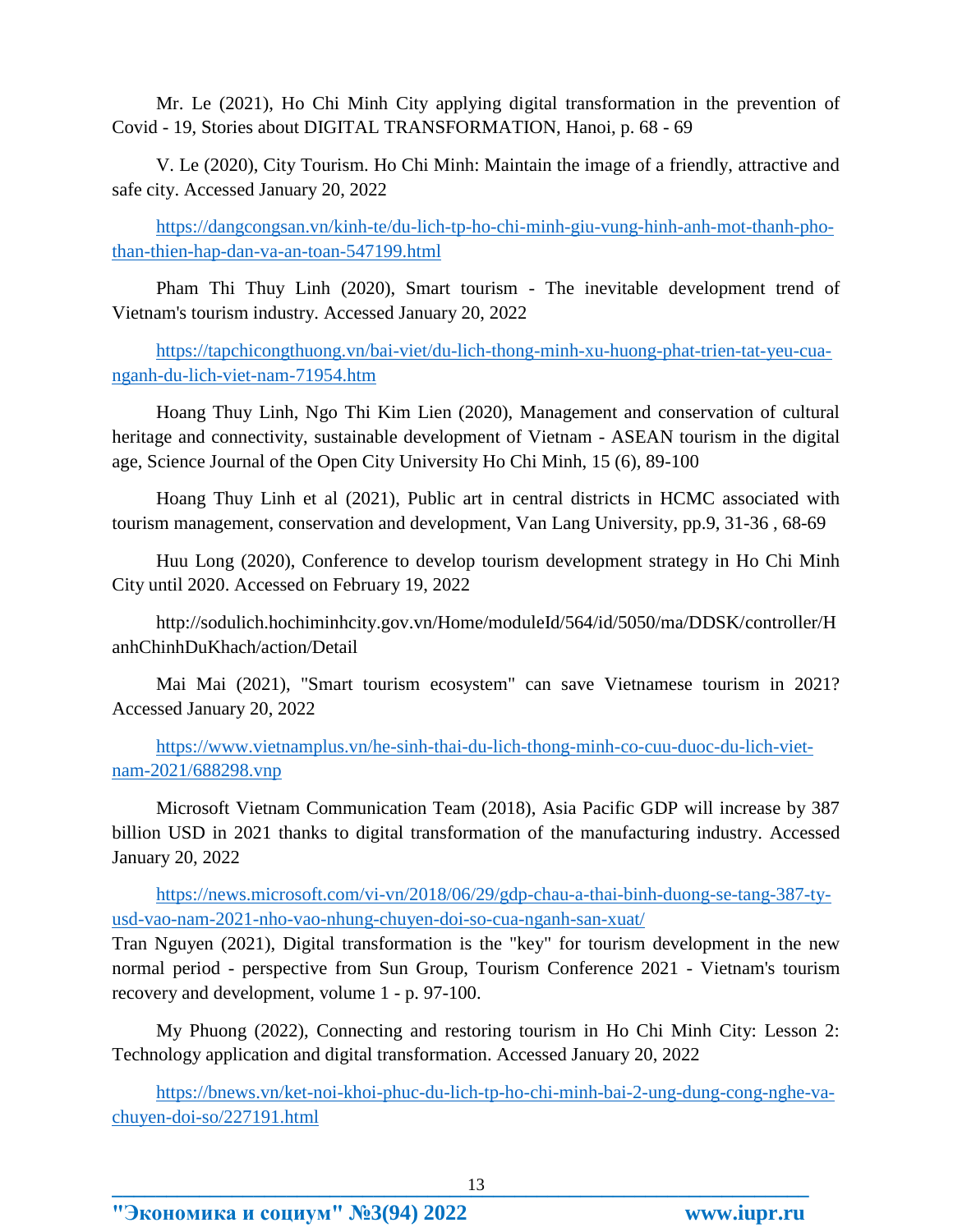Mr. Le (2021), Ho Chi Minh City applying digital transformation in the prevention of Covid - 19, Stories about DIGITAL TRANSFORMATION, Hanoi, p. 68 - 69

V. Le (2020), City Tourism. Ho Chi Minh: Maintain the image of a friendly, attractive and safe city. Accessed January 20, 2022

https://dangcongsan.vn/kinh-te/du-lich-tp-ho-chi-minh-giu-vung-hinh-anh-mot-thanh-pho-than-thien-hap-dan-va-an-toan-547199.html

Pham Thi Thuy Linh (2020), Smart tourism - The inevitable development trend of Vietnam's tourism industry. Accessed January 20, 2022

https://tapchicongthuong.vn/bai-viet/du-lich-thong-minh-xu-huong-phat-trien-tat-yeu-cua-nganh-du-lich-viet-nam-71954.htm

Hoang Thuy Linh, Ngo Thi Kim Lien (2020), Management and conservation of cultural heritage and connectivity, sustainable development of Vietnam - ASEAN tourism in the digital age, Science Journal of the Open City University Ho Chi Minh, 15 (6), 89-100

Hoang Thuy Linh et al (2021), Public art in central districts in HCMC associated with tourism management, conservation and development, Van Lang University, pp.9, 31-36 , 68-69

Huu Long (2020), Conference to develop tourism development strategy in Ho Chi Minh City until 2020. Accessed on February 19, 2022

http://sodulich.hochiminhcity.gov.vn/Home/moduleId/564/id/5050/ma/DDSK/controller/HanhChinhDuKhach/action/Detail

Mai Mai (2021), "Smart tourism ecosystem" can save Vietnamese tourism in 2021? Accessed January 20, 2022

https://www.vietnamplus.vn/he-sinh-thai-du-lich-thong-minh-co-cuu-duoc-du-lich-viet-nam-2021/688298.vnp

Microsoft Vietnam Communication Team (2018), Asia Pacific GDP will increase by 387 billion USD in 2021 thanks to digital transformation of the manufacturing industry. Accessed January 20, 2022

https://news.microsoft.com/vi-vn/2018/06/29/gdp-chau-a-thai-binh-duong-se-tang-387-ty-usd-vao-nam-2021-nho-vao-nhung-chuyen-doi-so-cua-nganh-san-xuat/

Tran Nguyen (2021), Digital transformation is the "key" for tourism development in the new normal period - perspective from Sun Group, Tourism Conference 2021 - Vietnam's tourism recovery and development, volume 1 - p. 97-100.

My Phuong (2022), Connecting and restoring tourism in Ho Chi Minh City: Lesson 2: Technology application and digital transformation. Accessed January 20, 2022

https://bnews.vn/ket-noi-khoi-phuc-du-lich-tp-ho-chi-minh-bai-2-ung-dung-cong-nghe-va-chuyen-doi-so/227191.html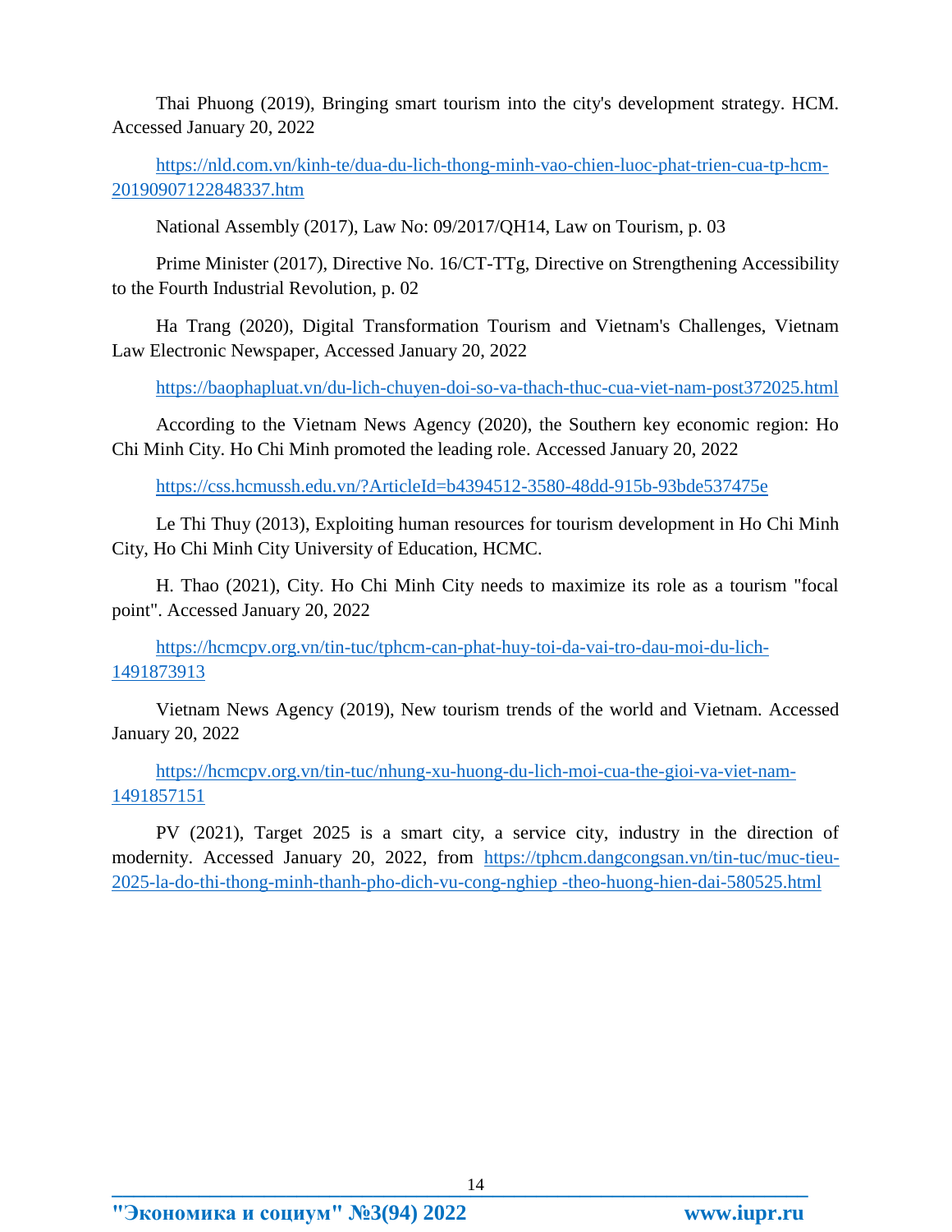Thai Phuong (2019), Bringing smart tourism into the city's development strategy. HCM. Accessed January 20, 2022

https://nld.com.vn/kinh-te/dua-du-lich-thong-minh-vao-chien-luoc-phat-trien-cua-tp-hcm-20190907122848337.htm

National Assembly (2017), Law No: 09/2017/QH14, Law on Tourism, p. 03

Prime Minister (2017), Directive No. 16/CT-TTg, Directive on Strengthening Accessibility to the Fourth Industrial Revolution, p. 02

Ha Trang (2020), Digital Transformation Tourism and Vietnam's Challenges, Vietnam Law Electronic Newspaper, Accessed January 20, 2022

https://baophapluat.vn/du-lich-chuyen-doi-so-va-thach-thuc-cua-viet-nam-post372025.html

According to the Vietnam News Agency (2020), the Southern key economic region: Ho Chi Minh City. Ho Chi Minh promoted the leading role. Accessed January 20, 2022

https://css.hcmussh.edu.vn/?ArticleId=b4394512-3580-48dd-915b-93bde537475e

Le Thi Thuy (2013), Exploiting human resources for tourism development in Ho Chi Minh City, Ho Chi Minh City University of Education, HCMC.

H. Thao (2021), City. Ho Chi Minh City needs to maximize its role as a tourism "focal point". Accessed January 20, 2022

https://hcmcpv.org.vn/tin-tuc/tphcm-can-phat-huy-toi-da-vai-tro-dau-moi-du-lich-1491873913

Vietnam News Agency (2019), New tourism trends of the world and Vietnam. Accessed January 20, 2022

https://hcmcpv.org.vn/tin-tuc/nhung-xu-huong-du-lich-moi-cua-the-gioi-va-viet-nam-1491857151

PV (2021), Target 2025 is a smart city, a service city, industry in the direction of modernity. Accessed January 20, 2022, from https://tphcm.dangcongsan.vn/tin-tuc/muc-tieu-2025-la-do-thi-thong-minh-thanh-pho-dich-vu-cong-nghiep -theo-huong-hien-dai-580525.html